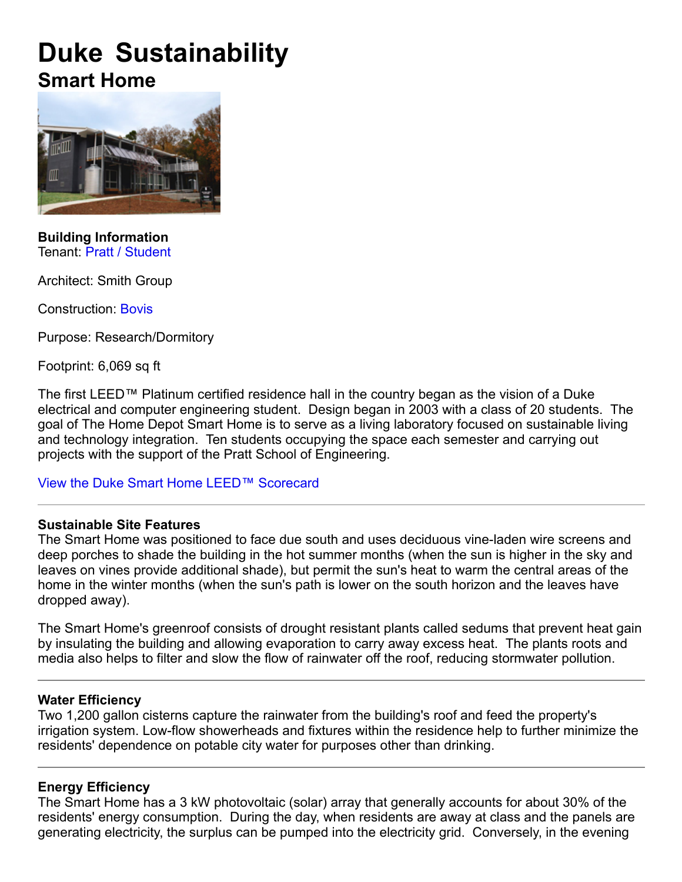# Duke Sustainability

## Smart Home

**Building Information**
Tenant: Pratt / Student

Architect: Smith Group

Construction: Bovis

Purpose: Research/Dormitory

Footprint: 6,069 sq ft

The first LEED™ Platinum certified residence hall in the country began as the vision of a Duke electrical and computer engineering student. Design began in 2003 with a class of 20 students. The goal of The Home Depot Smart Home is to serve as a living laboratory focused on sustainable living and technology integration. Ten students occupying the space each semester and carrying out projects with the support of the Pratt School of Engineering.

View the Duke Smart Home LEED™ Scorecard

---

**Sustainable Site Features**
The Smart Home was positioned to face due south and uses deciduous vine-laden wire screens and deep porches to shade the building in the hot summer months (when the sun is higher in the sky and leaves on vines provide additional shade), but permit the sun's heat to warm the central areas of the home in the winter months (when the sun's path is lower on the south horizon and the leaves have dropped away).

The Smart Home's greenroof consists of drought resistant plants called sedums that prevent heat gain by insulating the building and allowing evaporation to carry away excess heat. The plants roots and media also helps to filter and slow the flow of rainwater off the roof, reducing stormwater pollution.

---

**Water Efficiency**
Two 1,200 gallon cisterns capture the rainwater from the building's roof and feed the property's irrigation system. Low-flow showerheads and fixtures within the residence help to further minimize the residents' dependence on potable city water for purposes other than drinking.

---

**Energy Efficiency**
The Smart Home has a 3 kW photovoltaic (solar) array that generally accounts for about 30% of the residents' energy consumption. During the day, when residents are away at class and the panels are generating electricity, the surplus can be pumped into the electricity grid. Conversely, in the evening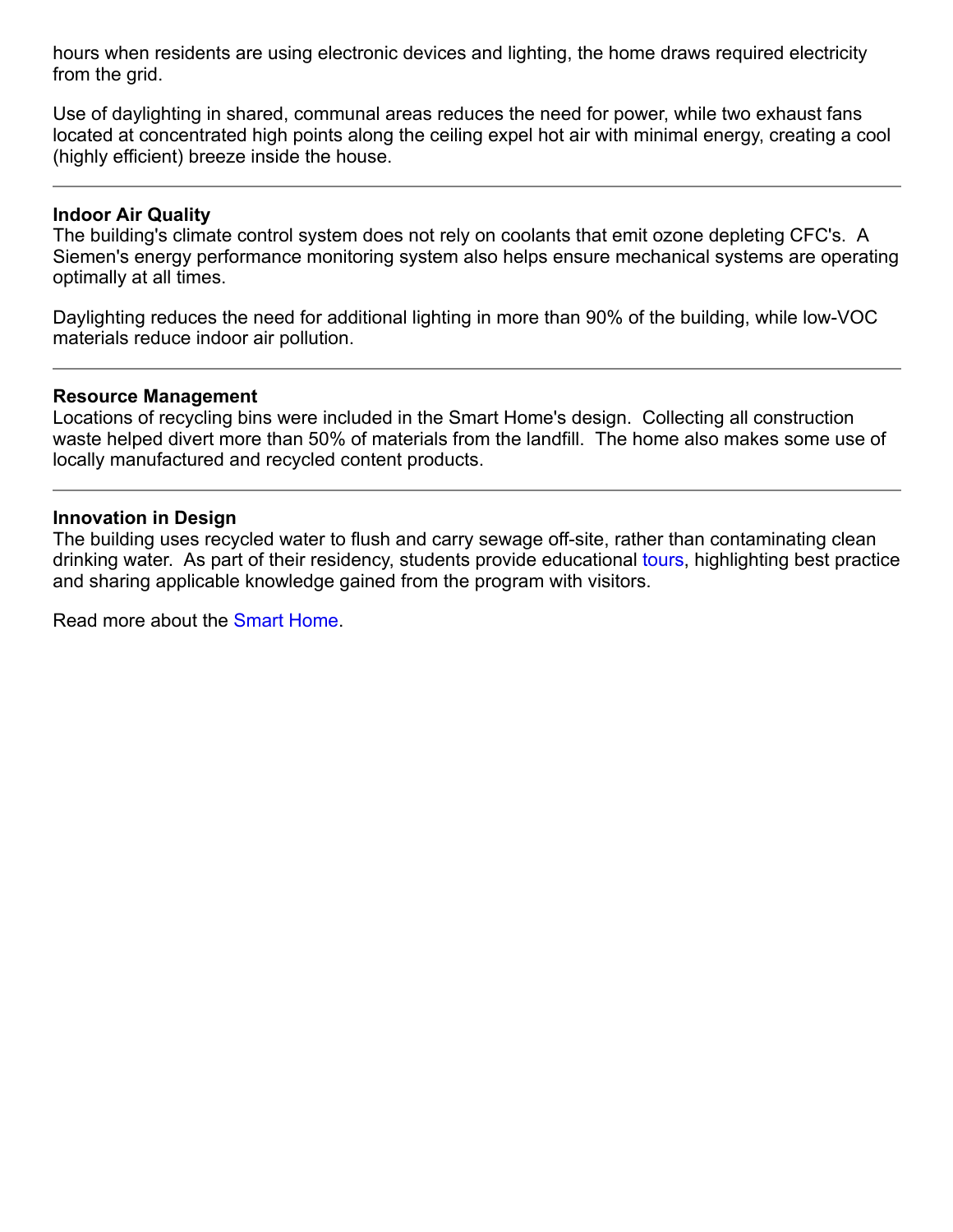hours when residents are using electronic devices and lighting, the home draws required electricity from the grid.

Use of daylighting in shared, communal areas reduces the need for power, while two exhaust fans located at concentrated high points along the ceiling expel hot air with minimal energy, creating a cool (highly efficient) breeze inside the house.

---

**Indoor Air Quality**
The building's climate control system does not rely on coolants that emit ozone depleting CFC's.  A Siemen's energy performance monitoring system also helps ensure mechanical systems are operating optimally at all times.

Daylighting reduces the need for additional lighting in more than 90% of the building, while low-VOC materials reduce indoor air pollution.

---

**Resource Management**
Locations of recycling bins were included in the Smart Home's design.  Collecting all construction waste helped divert more than 50% of materials from the landfill.  The home also makes some use of locally manufactured and recycled content products.

---

**Innovation in Design**
The building uses recycled water to flush and carry sewage off-site, rather than contaminating clean drinking water.  As part of their residency, students provide educational tours, highlighting best practice and sharing applicable knowledge gained from the program with visitors.

Read more about the Smart Home.